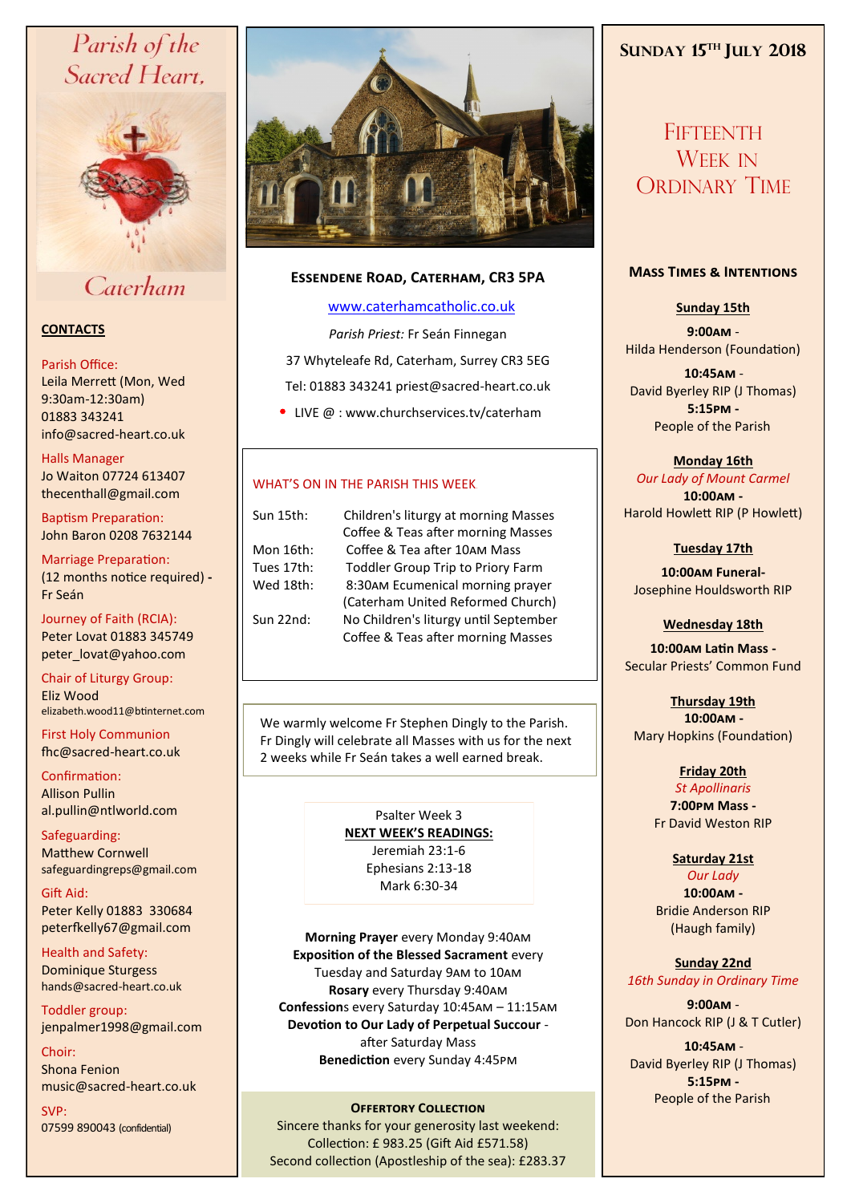# Parish of the Sacred Heart, Caterham

## CONTACTS

Parish Office:
Leila Merrett (Mon, Wed 9:30am-12:30am)
01883 343241
info@sacred-heart.co.uk

Halls Manager
Jo Waiton 07724 613407
thecenthall@gmail.com

Baptism Preparation:
John Baron 0208 7632144

Marriage Preparation:
(12 months notice required) - Fr Seán

Journey of Faith (RCIA):
Peter Lovat 01883 345749
peter_lovat@yahoo.com

Chair of Liturgy Group:
Eliz Wood
elizabeth.wood11@btinternet.com

First Holy Communion
fhc@sacred-heart.co.uk

Confirmation:
Allison Pullin
al.pullin@ntlworld.com

Safeguarding:
Matthew Cornwell
safeguardingreps@gmail.com

Gift Aid:
Peter Kelly 01883 330684
peterfkelly67@gmail.com

Health and Safety:
Dominique Sturgess
hands@sacred-heart.co.uk

Toddler group:
jenpalmer1998@gmail.com

Choir:
Shona Fenion
music@sacred-heart.co.uk

SVP:
07599 890043 (confidential)

## Essendene Road, Caterham, CR3 5PA

www.caterhamcatholic.co.uk

*Parish Priest:* Fr Seán Finnegan

37 Whyteleafe Rd, Caterham, Surrey CR3 5EG

Tel: 01883 343241 priest@sacred-heart.co.uk

- LIVE @ : www.churchservices.tv/caterham

### WHAT'S ON IN THE PARISH THIS WEEK

| | |
|---|---|
| Sun 15th: | Children's liturgy at morning Masses<br>Coffee & Teas after morning Masses |
| Mon 16th: | Coffee & Tea after 10AM Mass |
| Tues 17th: | Toddler Group Trip to Priory Farm |
| Wed 18th: | 8:30AM Ecumenical morning prayer<br>(Caterham United Reformed Church) |
| Sun 22nd: | No Children's liturgy until September<br>Coffee & Teas after morning Masses |

We warmly welcome Fr Stephen Dingly to the Parish. Fr Dingly will celebrate all Masses with us for the next 2 weeks while Fr Seán takes a well earned break.

Psalter Week 3
**NEXT WEEK'S READINGS:**
Jeremiah 23:1-6
Ephesians 2:13-18
Mark 6:30-34

**Morning Prayer** every Monday 9:40AM
**Exposition of the Blessed Sacrament** every Tuesday and Saturday 9AM to 10AM
**Rosary** every Thursday 9:40AM
**Confessions** every Saturday 10:45AM – 11:15AM
**Devotion to Our Lady of Perpetual Succour** - after Saturday Mass
**Benediction** every Sunday 4:45PM

### Offertory Collection

Sincere thanks for your generosity last weekend:
Collection: £ 983.25 (Gift Aid £571.58)
Second collection (Apostleship of the sea): £283.37

## Sunday 15th July 2018

# Fifteenth Week in Ordinary Time

### Mass Times & Intentions

**Sunday 15th**
**9:00AM** - Hilda Henderson (Foundation)
**10:45AM** - David Byerley RIP (J Thomas)
**5:15PM** - People of the Parish

**Monday 16th**
*Our Lady of Mount Carmel*
**10:00AM** - Harold Howlett RIP (P Howlett)

**Tuesday 17th**
**10:00AM Funeral**- Josephine Houldsworth RIP

**Wednesday 18th**
**10:00AM Latin Mass** - Secular Priests' Common Fund

**Thursday 19th**
**10:00AM** - Mary Hopkins (Foundation)

**Friday 20th**
*St Apollinaris*
**7:00PM Mass** - Fr David Weston RIP

**Saturday 21st**
*Our Lady*
**10:00AM** - Bridie Anderson RIP (Haugh family)

**Sunday 22nd**
*16th Sunday in Ordinary Time*
**9:00AM** - Don Hancock RIP (J & T Cutler)
**10:45AM** - David Byerley RIP (J Thomas)
**5:15PM** - People of the Parish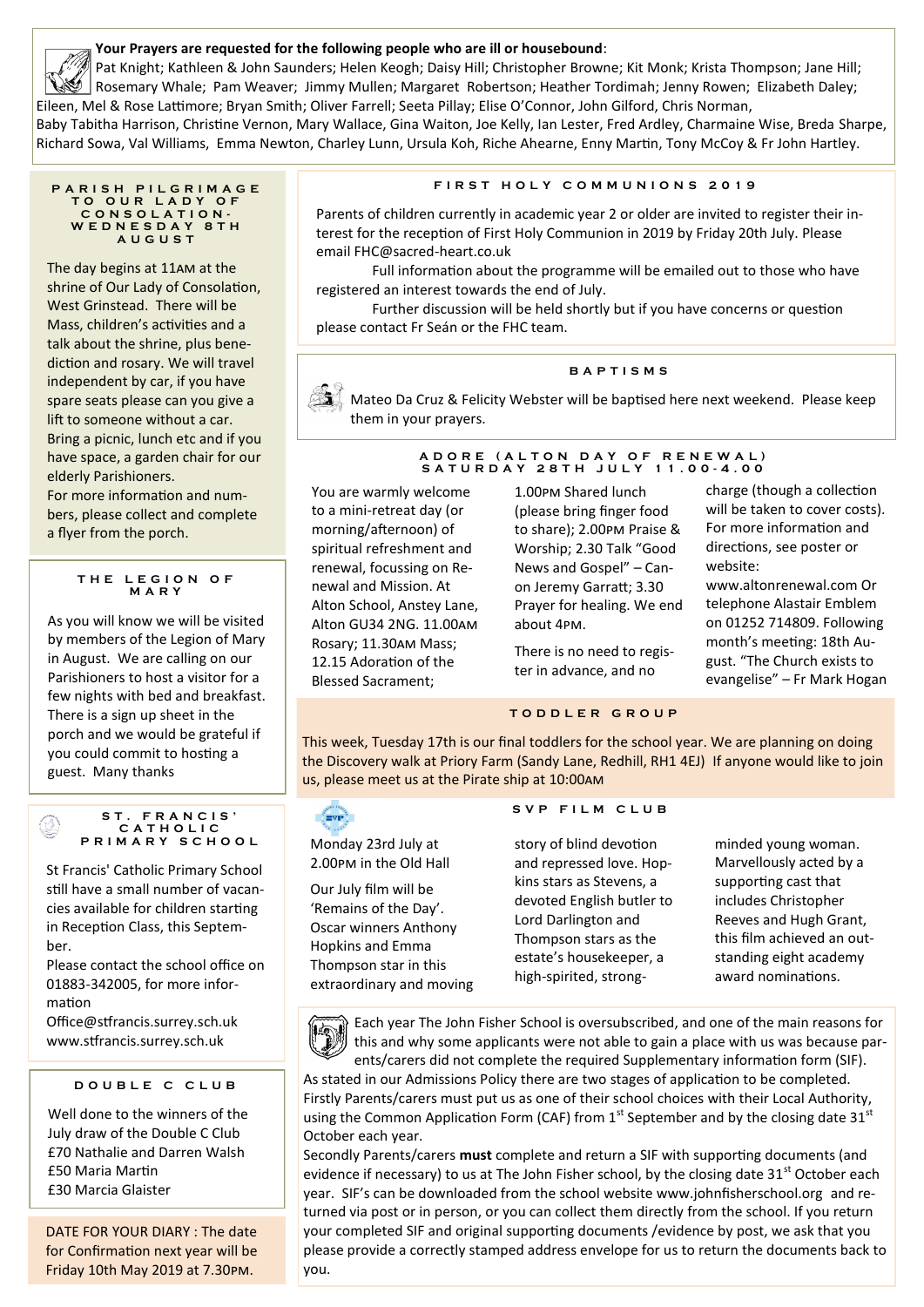**Your Prayers are requested for the following people who are ill or housebound**:

Pat Knight; Kathleen & John Saunders; Helen Keogh; Daisy Hill; Christopher Browne; Kit Monk; Krista Thompson; Jane Hill; Rosemary Whale; Pam Weaver; Jimmy Mullen; Margaret Robertson; Heather Tordimah; Jenny Rowen; Elizabeth Daley; Eileen, Mel & Rose Lattimore; Bryan Smith; Oliver Farrell; Seeta Pillay; Elise O'Connor, John Gilford, Chris Norman, Baby Tabitha Harrison, Christine Vernon, Mary Wallace, Gina Waiton, Joe Kelly, Ian Lester, Fred Ardley, Charmaine Wise, Breda Sharpe, Richard Sowa, Val Williams, Emma Newton, Charley Lunn, Ursula Koh, Riche Ahearne, Enny Martin, Tony McCoy & Fr John Hartley.

## PARISH PILGRIMAGE TO OUR LADY OF CONSOLATION- WEDNESDAY 8TH AUGUST

The day begins at 11AM at the shrine of Our Lady of Consolation, West Grinstead. There will be Mass, children's activities and a talk about the shrine, plus benediction and rosary. We will travel independent by car, if you have spare seats please can you give a lift to someone without a car. Bring a picnic, lunch etc and if you have space, a garden chair for our elderly Parishioners.

For more information and numbers, please collect and complete a flyer from the porch.

## THE LEGION OF MARY

As you will know we will be visited by members of the Legion of Mary in August. We are calling on our Parishioners to host a visitor for a few nights with bed and breakfast. There is a sign up sheet in the porch and we would be grateful if you could commit to hosting a guest. Many thanks

## ST. FRANCIS' CATHOLIC PRIMARY SCHOOL

St Francis' Catholic Primary School still have a small number of vacancies available for children starting in Reception Class, this September.

Please contact the school office on 01883-342005, for more information

Office@stfrancis.surrey.sch.uk
www.stfrancis.surrey.sch.uk

## DOUBLE C CLUB

Well done to the winners of the July draw of the Double C Club

£70 Nathalie and Darren Walsh
£50 Maria Martin
£30 Marcia Glaister

DATE FOR YOUR DIARY : The date for Confirmation next year will be Friday 10th May 2019 at 7.30PM.

## FIRST HOLY COMMUNIONS 2019

Parents of children currently in academic year 2 or older are invited to register their interest for the reception of First Holy Communion in 2019 by Friday 20th July. Please email FHC@sacred-heart.co.uk

Full information about the programme will be emailed out to those who have registered an interest towards the end of July.

Further discussion will be held shortly but if you have concerns or question please contact Fr Seán or the FHC team.

## BAPTISMS

Mateo Da Cruz & Felicity Webster will be baptised here next weekend. Please keep them in your prayers.

## ADORE (ALTON DAY OF RENEWAL) SATURDAY 28TH JULY 11.00-4.00

You are warmly welcome to a mini-retreat day (or morning/afternoon) of spiritual refreshment and renewal, focussing on Renewal and Mission. At Alton School, Anstey Lane, Alton GU34 2NG. 11.00AM Rosary; 11.30AM Mass; 12.15 Adoration of the Blessed Sacrament; 1.00PM Shared lunch (please bring finger food to share); 2.00PM Praise & Worship; 2.30 Talk "Good News and Gospel" – Canon Jeremy Garratt; 3.30 Prayer for healing. We end about 4PM.

There is no need to register in advance, and no charge (though a collection will be taken to cover costs). For more information and directions, see poster or website: www.altonrenewal.com Or telephone Alastair Emblem on 01252 714809. Following month's meeting: 18th August. "The Church exists to evangelise" – Fr Mark Hogan

## TODDLER GROUP

This week, Tuesday 17th is our final toddlers for the school year. We are planning on doing the Discovery walk at Priory Farm (Sandy Lane, Redhill, RH1 4EJ) If anyone would like to join us, please meet us at the Pirate ship at 10:00AM

## SVP FILM CLUB

Monday 23rd July at 2.00PM in the Old Hall

Our July film will be 'Remains of the Day'. Oscar winners Anthony Hopkins and Emma Thompson star in this extraordinary and moving story of blind devotion and repressed love. Hopkins stars as Stevens, a devoted English butler to Lord Darlington and Thompson stars as the estate's housekeeper, a high-spirited, strong-minded young woman. Marvellously acted by a supporting cast that includes Christopher Reeves and Hugh Grant, this film achieved an outstanding eight academy award nominations.

Each year The John Fisher School is oversubscribed, and one of the main reasons for this and why some applicants were not able to gain a place with us was because parents/carers did not complete the required Supplementary information form (SIF).

As stated in our Admissions Policy there are two stages of application to be completed. Firstly Parents/carers must put us as one of their school choices with their Local Authority, using the Common Application Form (CAF) from 1st September and by the closing date 31st October each year.

Secondly Parents/carers **must** complete and return a SIF with supporting documents (and evidence if necessary) to us at The John Fisher school, by the closing date 31st October each year. SIF's can be downloaded from the school website www.johnfisherschool.org and returned via post or in person, or you can collect them directly from the school. If you return your completed SIF and original supporting documents /evidence by post, we ask that you please provide a correctly stamped address envelope for us to return the documents back to you.